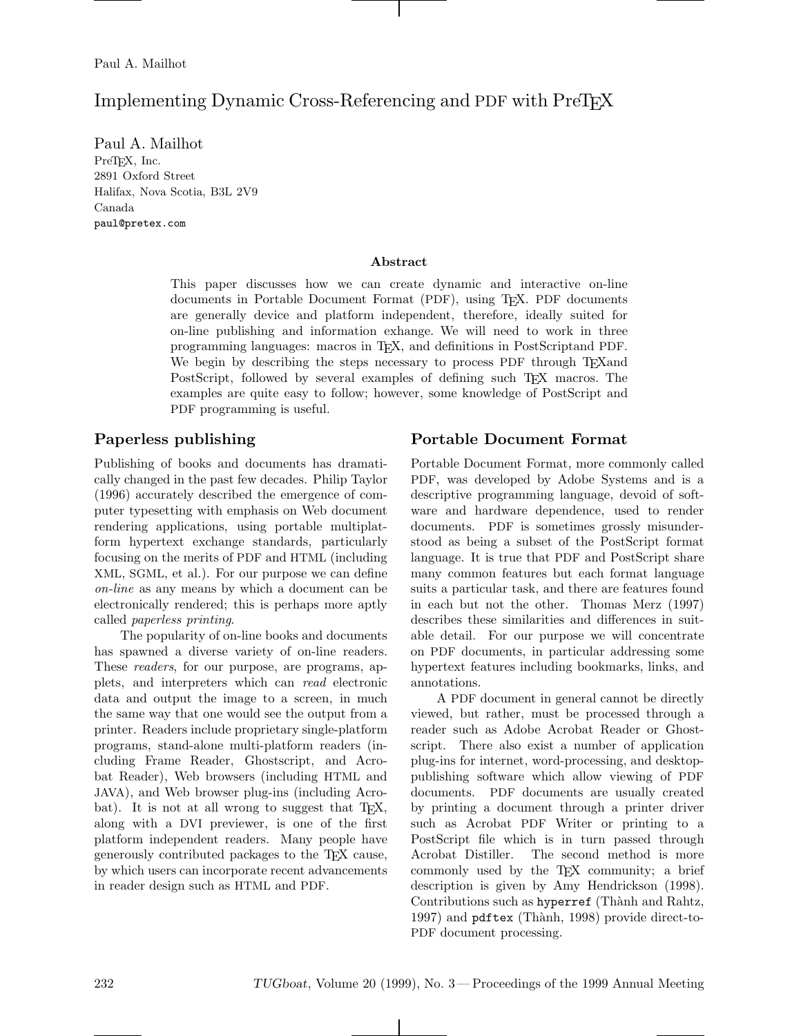# Implementing Dynamic Cross-Referencing and PDF with PreTEX

Paul A. Mailhot
PreTEX, Inc.
2891 Oxford Street
Halifax, Nova Scotia, B3L 2V9
Canada
paul@pretex.com

### Abstract

This paper discusses how we can create dynamic and interactive on-line documents in Portable Document Format (PDF), using TEX. PDF documents are generally device and platform independent, therefore, ideally suited for on-line publishing and information exhange. We will need to work in three programming languages: macros in TEX, and definitions in PostScriptand PDF. We begin by describing the steps necessary to process PDF through TEXand PostScript, followed by several examples of defining such TEX macros. The examples are quite easy to follow; however, some knowledge of PostScript and PDF programming is useful.

## Paperless publishing

Publishing of books and documents has dramatically changed in the past few decades. Philip Taylor (1996) accurately described the emergence of computer typesetting with emphasis on Web document rendering applications, using portable multiplatform hypertext exchange standards, particularly focusing on the merits of PDF and HTML (including XML, SGML, et al.). For our purpose we can define *on-line* as any means by which a document can be electronically rendered; this is perhaps more aptly called *paperless printing*.

The popularity of on-line books and documents has spawned a diverse variety of on-line readers. These *readers*, for our purpose, are programs, applets, and interpreters which can *read* electronic data and output the image to a screen, in much the same way that one would see the output from a printer. Readers include proprietary single-platform programs, stand-alone multi-platform readers (including Frame Reader, Ghostscript, and Acrobat Reader), Web browsers (including HTML and JAVA), and Web browser plug-ins (including Acrobat). It is not at all wrong to suggest that TEX, along with a DVI previewer, is one of the first platform independent readers. Many people have generously contributed packages to the TEX cause, by which users can incorporate recent advancements in reader design such as HTML and PDF.

## Portable Document Format

Portable Document Format, more commonly called PDF, was developed by Adobe Systems and is a descriptive programming language, devoid of software and hardware dependence, used to render documents. PDF is sometimes grossly misunderstood as being a subset of the PostScript format language. It is true that PDF and PostScript share many common features but each format language suits a particular task, and there are features found in each but not the other. Thomas Merz (1997) describes these similarities and differences in suitable detail. For our purpose we will concentrate on PDF documents, in particular addressing some hypertext features including bookmarks, links, and annotations.

A PDF document in general cannot be directly viewed, but rather, must be processed through a reader such as Adobe Acrobat Reader or Ghostscript. There also exist a number of application plug-ins for internet, word-processing, and desktop-publishing software which allow viewing of PDF documents. PDF documents are usually created by printing a document through a printer driver such as Acrobat PDF Writer or printing to a PostScript file which is in turn passed through Acrobat Distiller. The second method is more commonly used by the TEX community; a brief description is given by Amy Hendrickson (1998). Contributions such as `hyperref` (Thành and Rahtz, 1997) and `pdftex` (Thành, 1998) provide direct-to-PDF document processing.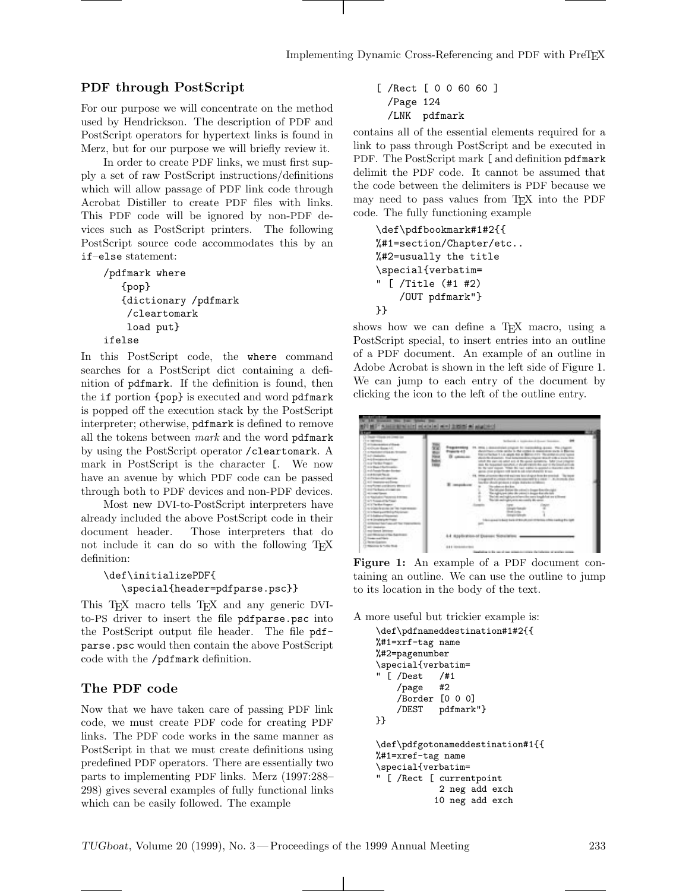## PDF through PostScript

For our purpose we will concentrate on the method used by Hendrickson. The description of PDF and PostScript operators for hypertext links is found in Merz, but for our purpose we will briefly review it.

In order to create PDF links, we must first supply a set of raw PostScript instructions/definitions which will allow passage of PDF link code through Acrobat Distiller to create PDF files with links. This PDF code will be ignored by non-PDF devices such as PostScript printers. The following PostScript source code accommodates this by an `if–else` statement:

```
/pdfmark where
   {pop}
   {dictionary /pdfmark
    /cleartomark
    load put}
ifelse
```

In this PostScript code, the `where` command searches for a PostScript dict containing a definition of `pdfmark`. If the definition is found, then the `if` portion `{pop}` is executed and word `pdfmark` is popped off the execution stack by the PostScript interpreter; otherwise, `pdfmark` is defined to remove all the tokens between *mark* and the word `pdfmark` by using the PostScript operator `/cleartomark`. A mark in PostScript is the character `[`. We now have an avenue by which PDF code can be passed through both to PDF devices and non-PDF devices.

Most new DVI-to-PostScript interpreters have already included the above PostScript code in their document header. Those interpreters that do not include it can do so with the following TEX definition:

```
\def\initializePDF{
   \special{header=pdfparse.psc}}
```

This TEX macro tells TEX and any generic DVI-to-PS driver to insert the file `pdfparse.psc` into the PostScript output file header. The file `pdfparse.psc` would then contain the above PostScript code with the `/pdfmark` definition.

## The PDF code

Now that we have taken care of passing PDF link code, we must create PDF code for creating PDF links. The PDF code works in the same manner as PostScript in that we must create definitions using predefined PDF operators. There are essentially two parts to implementing PDF links. Merz (1997:288–298) gives several examples of fully functional links which can be easily followed. The example

```
[ /Rect [ 0 0 60 60 ]
  /Page 124
  /LNK  pdfmark
```

contains all of the essential elements required for a link to pass through PostScript and be executed in PDF. The PostScript mark `[` and definition `pdfmark` delimit the PDF code. It cannot be assumed that the code between the delimiters is PDF because we may need to pass values from TEX into the PDF code. The fully functioning example

```
\def\pdfbookmark#1#2{{
%#1=section/Chapter/etc..
%#2=usually the title
\special{verbatim=
" [ /Title (#1 #2)
    /OUT pdfmark"}
}}
```

shows how we can define a TEX macro, using a PostScript special, to insert entries into an outline of a PDF document. An example of an outline in Adobe Acrobat is shown in the left side of Figure 1. We can jump to each entry of the document by clicking the icon to the left of the outline entry.

**Figure 1:** An example of a PDF document containing an outline. We can use the outline to jump to its location in the body of the text.

A more useful but trickier example is:

```
\def\pdfnameddestination#1#2{{
%#1=xrf-tag name
%#2=pagenumber
\special{verbatim=
" [ /Dest   /#1
    /page   #2
    /Border [0 0 0]
    /DEST   pdfmark"}
}}

\def\pdfgotonameddestination#1{{
%#1=xref-tag name
\special{verbatim=
" [ /Rect [ currentpoint
           2 neg add exch
          10 neg add exch
```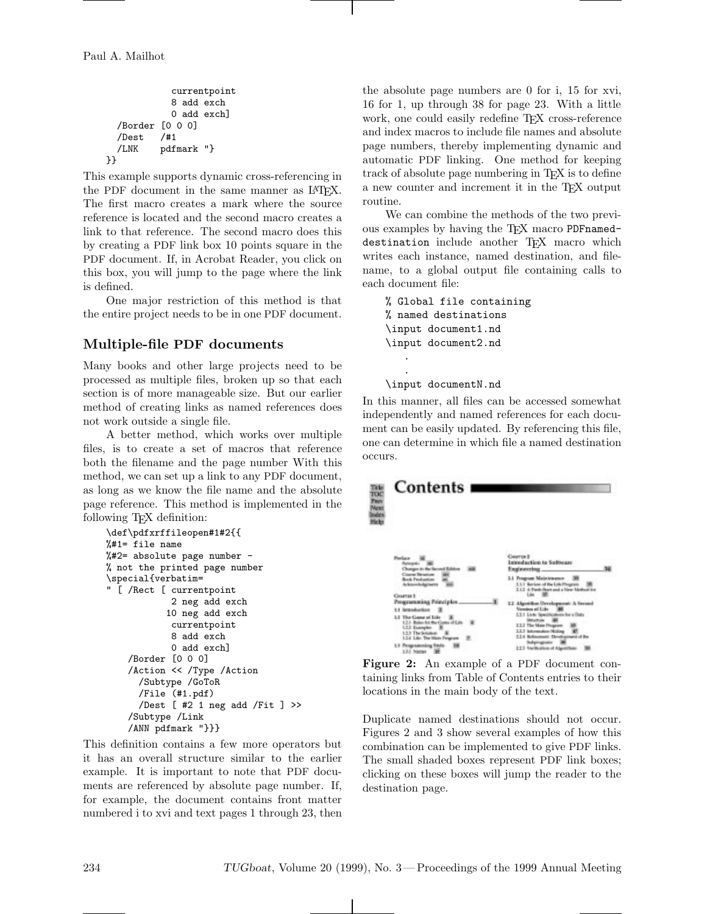```
            currentpoint
            8 add exch
            0 add exch]
  /Border [0 0 0]
  /Dest   /#1
  /LNK    pdfmark "}
}}
```

This example supports dynamic cross-referencing in the PDF document in the same manner as LaTeX. The first macro creates a mark where the source reference is located and the second macro creates a link to that reference. The second macro does this by creating a PDF link box 10 points square in the PDF document. If, in Acrobat Reader, you click on this box, you will jump to the page where the link is defined.

One major restriction of this method is that the entire project needs to be in one PDF document.

## Multiple-file PDF documents

Many books and other large projects need to be processed as multiple files, broken up so that each section is of more manageable size. But our earlier method of creating links as named references does not work outside a single file.

A better method, which works over multiple files, is to create a set of macros that reference both the filename and the page number With this method, we can set up a link to any PDF document, as long as we know the file name and the absolute page reference. This method is implemented in the following TeX definition:

```
\def\pdfxrffileopen#1#2{{
%#1= file name
%#2= absolute page number -
% not the printed page number
\special{verbatim=
" [ /Rect [ currentpoint
            2 neg add exch
           10 neg add exch
            currentpoint
            8 add exch
            0 add exch]
    /Border [0 0 0]
    /Action << /Type /Action
      /Subtype /GoToR
      /File (#1.pdf)
      /Dest [ #2 1 neg add /Fit ] >>
    /Subtype /Link
    /ANN pdfmark "}}}
```

This definition contains a few more operators but it has an overall structure similar to the earlier example. It is important to note that PDF documents are referenced by absolute page number. If, for example, the document contains front matter numbered i to xvi and text pages 1 through 23, then the absolute page numbers are 0 for i, 15 for xvi, 16 for 1, up through 38 for page 23. With a little work, one could easily redefine TeX cross-reference and index macros to include file names and absolute page numbers, thereby implementing dynamic and automatic PDF linking. One method for keeping track of absolute page numbering in TeX is to define a new counter and increment it in the TeX output routine.

We can combine the methods of the two previous examples by having the TeX macro `PDFnamed-destination` include another TeX macro which writes each instance, named destination, and filename, to a global output file containing calls to each document file:

```
% Global file containing
% named destinations
\input document1.nd
\input document2.nd
   .
   .
\input documentN.nd
```

In this manner, all files can be accessed somewhat independently and named references for each document can be easily updated. By referencing this file, one can determine in which file a named destination occurs.

**Figure 2:** An example of a PDF document containing links from Table of Contents entries to their locations in the main body of the text.

Duplicate named destinations should not occur. Figures 2 and 3 show several examples of how this combination can be implemented to give PDF links. The small shaded boxes represent PDF link boxes; clicking on these boxes will jump the reader to the destination page.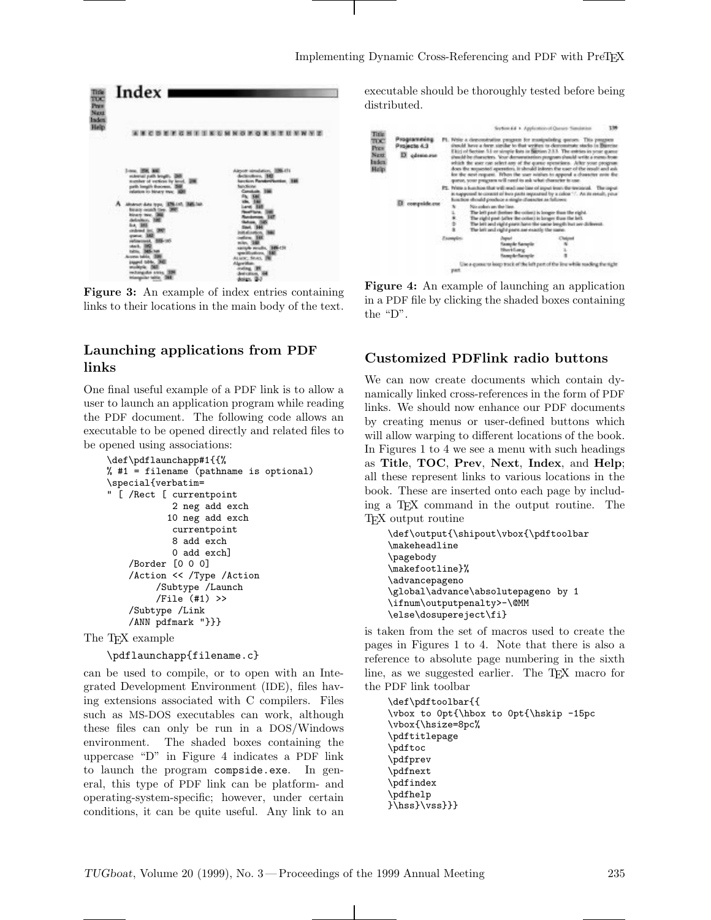Figure 3: An example of index entries containing links to their locations in the main body of the text.

## Launching applications from PDF links

One final useful example of a PDF link is to allow a user to launch an application program while reading the PDF document. The following code allows an executable to be opened directly and related files to be opened using associations:

```
\def\pdflaunchapp#1{{%
% #1 = filename (pathname is optional)
\special{verbatim=
" [ /Rect [ currentpoint
          2 neg add exch
         10 neg add exch
          currentpoint
          8 add exch
          0 add exch]
    /Border [0 0 0]
    /Action << /Type /Action
         /Subtype /Launch
         /File (#1) >>
    /Subtype /Link
    /ANN pdfmark "}}}
```

The TeX example

```
\pdflaunchapp{filename.c}
```

can be used to compile, or to open with an Integrated Development Environment (IDE), files having extensions associated with C compilers. Files such as MS-DOS executables can work, although these files can only be run in a DOS/Windows environment. The shaded boxes containing the uppercase "D" in Figure 4 indicates a PDF link to launch the program `compside.exe`. In general, this type of PDF link can be platform- and operating-system-specific; however, under certain conditions, it can be quite useful. Any link to an executable should be thoroughly tested before being distributed.

Figure 4: An example of launching an application in a PDF file by clicking the shaded boxes containing the "D".

## Customized PDFlink radio buttons

We can now create documents which contain dynamically linked cross-references in the form of PDF links. We should now enhance our PDF documents by creating menus or user-defined buttons which will allow warping to different locations of the book. In Figures 1 to 4 we see a menu with such headings as **Title**, **TOC**, **Prev**, **Next**, **Index**, and **Help**; all these represent links to various locations in the book. These are inserted onto each page by including a TeX command in the output routine. The TeX output routine

```
\def\output{\shipout\vbox{\pdftoolbar
\makeheadline
\pagebody
\makefootline}%
\advancepageno
\global\advance\absolutepageno by 1
\ifnum\outputpenalty>-\@MM
\else\dosupereject\fi}
```

is taken from the set of macros used to create the pages in Figures 1 to 4. Note that there is also a reference to absolute page numbering in the sixth line, as we suggested earlier. The TeX macro for the PDF link toolbar

```
\def\pdftoolbar{{
\vbox to 0pt{\hbox to 0pt{\hskip -15pc
\vbox{\hsize=8pc%
\pdftitlepage
\pdftoc
\pdfprev
\pdfnext
\pdfindex
\pdfhelp
}\hss}\vss}}}
```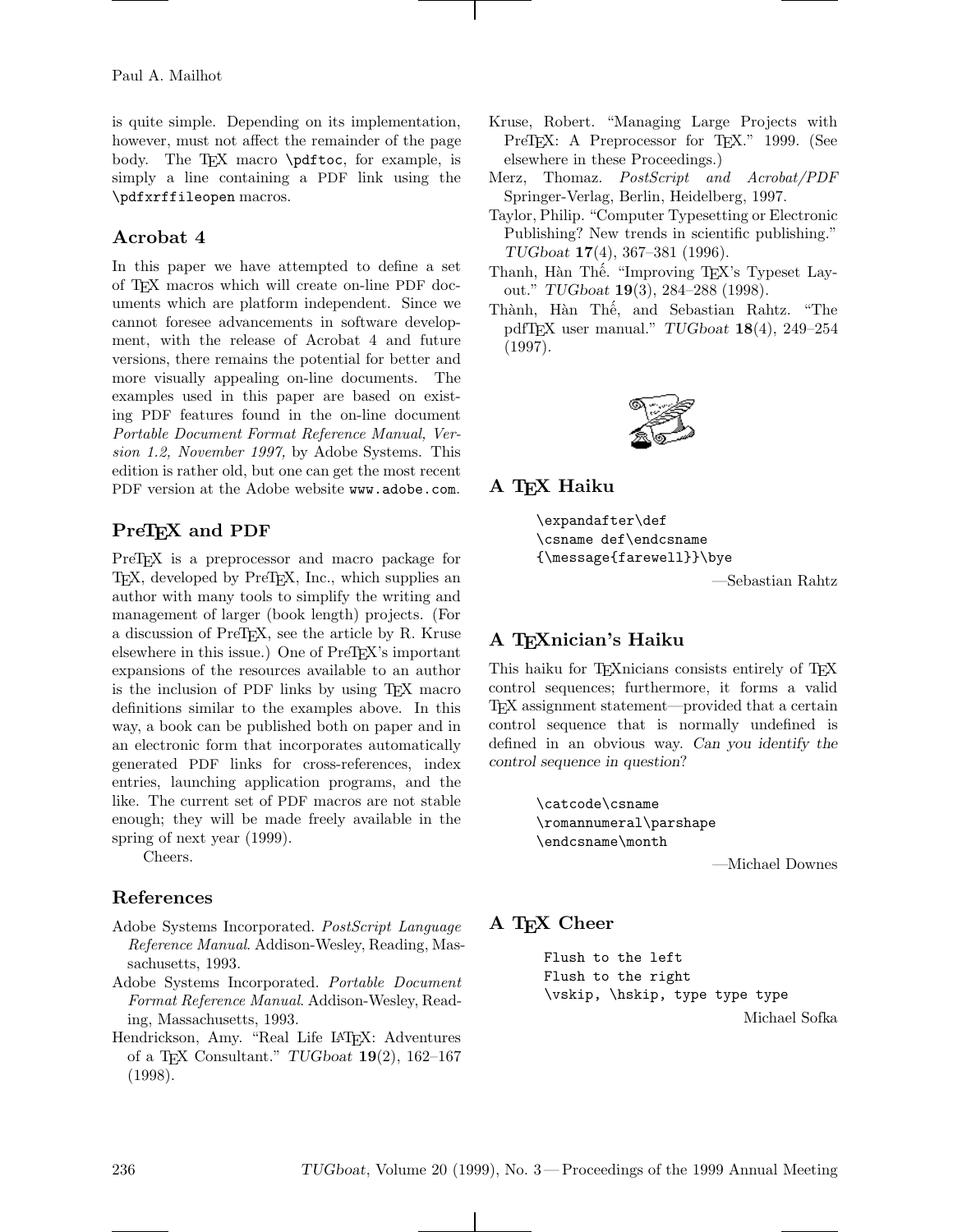is quite simple. Depending on its implementation, however, must not affect the remainder of the page body. The TeX macro `\pdftoc`, for example, is simply a line containing a PDF link using the `\pdfxrffileopen` macros.

## Acrobat 4

In this paper we have attempted to define a set of TeX macros which will create on-line PDF documents which are platform independent. Since we cannot foresee advancements in software development, with the release of Acrobat 4 and future versions, there remains the potential for better and more visually appealing on-line documents. The examples used in this paper are based on existing PDF features found in the on-line document *Portable Document Format Reference Manual, Version 1.2, November 1997,* by Adobe Systems. This edition is rather old, but one can get the most recent PDF version at the Adobe website `www.adobe.com`.

## PreTeX and PDF

PreTeX is a preprocessor and macro package for TeX, developed by PreTeX, Inc., which supplies an author with many tools to simplify the writing and management of larger (book length) projects. (For a discussion of PreTeX, see the article by R. Kruse elsewhere in this issue.) One of PreTeX's important expansions of the resources available to an author is the inclusion of PDF links by using TeX macro definitions similar to the examples above. In this way, a book can be published both on paper and in an electronic form that incorporates automatically generated PDF links for cross-references, index entries, launching application programs, and the like. The current set of PDF macros are not stable enough; they will be made freely available in the spring of next year (1999).

Cheers.

## References

Adobe Systems Incorporated. *PostScript Language Reference Manual*. Addison-Wesley, Reading, Massachusetts, 1993.

Adobe Systems Incorporated. *Portable Document Format Reference Manual*. Addison-Wesley, Reading, Massachusetts, 1993.

Hendrickson, Amy. "Real Life LaTeX: Adventures of a TeX Consultant." *TUGboat* **19**(2), 162–167 (1998).

Kruse, Robert. "Managing Large Projects with PreTeX: A Preprocessor for TeX." 1999. (See elsewhere in these Proceedings.)

Merz, Thomaz. *PostScript and Acrobat/PDF* Springer-Verlag, Berlin, Heidelberg, 1997.

Taylor, Philip. "Computer Typesetting or Electronic Publishing? New trends in scientific publishing." *TUGboat* **17**(4), 367–381 (1996).

Thanh, Hàn Thế. "Improving TeX's Typeset Layout." *TUGboat* **19**(3), 284–288 (1998).

Thành, Hàn Thế, and Sebastian Rahtz. "The pdfTeX user manual." *TUGboat* **18**(4), 249–254 (1997).

## A TeX Haiku

```
\expandafter\def
\csname def\endcsname
{\message{farewell}}\bye
```

—Sebastian Rahtz

## A TeXnician's Haiku

This haiku for TeXnicians consists entirely of TeX control sequences; furthermore, it forms a valid TeX assignment statement—provided that a certain control sequence that is normally undefined is defined in an obvious way. *Can you identify the control sequence in question?*

```
\catcode\csname
\romannumeral\parshape
\endcsname\month
```

—Michael Downes

## A TeX Cheer

```
Flush to the left
Flush to the right
\vskip, \hskip, type type type
```

Michael Sofka